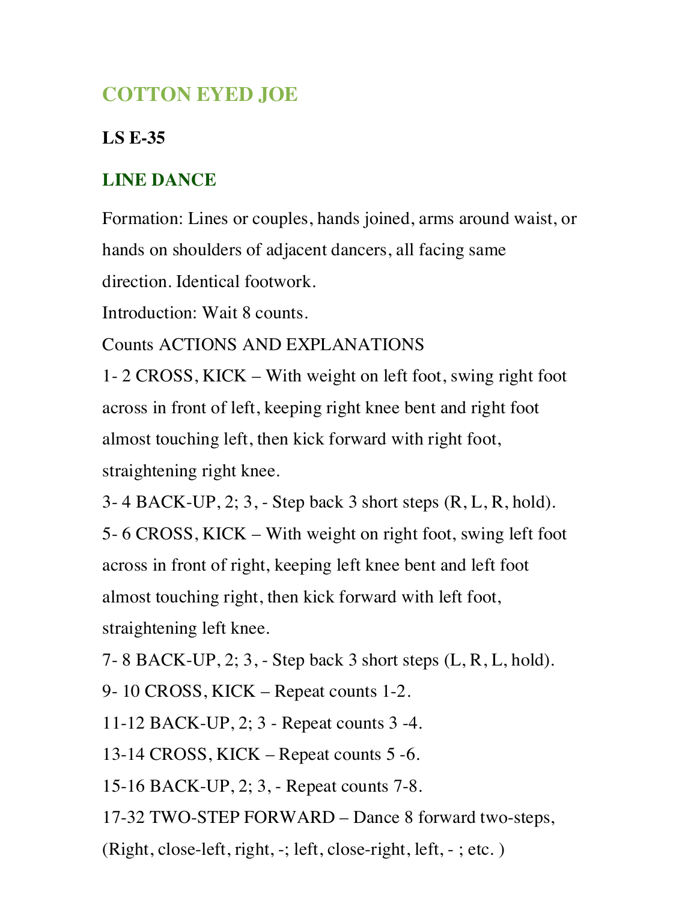# COTTON EYED JOE

**LS E-35**

## LINE DANCE

Formation: Lines or couples, hands joined, arms around waist, or hands on shoulders of adjacent dancers, all facing same direction. Identical footwork.

Introduction: Wait 8 counts.

Counts ACTIONS AND EXPLANATIONS

1- 2 CROSS, KICK – With weight on left foot, swing right foot across in front of left, keeping right knee bent and right foot almost touching left, then kick forward with right foot, straightening right knee.

3- 4 BACK-UP, 2; 3, - Step back 3 short steps (R, L, R, hold).

5- 6 CROSS, KICK – With weight on right foot, swing left foot across in front of right, keeping left knee bent and left foot almost touching right, then kick forward with left foot, straightening left knee.

7- 8 BACK-UP, 2; 3, - Step back 3 short steps (L, R, L, hold).

9- 10 CROSS, KICK – Repeat counts 1-2.

11-12 BACK-UP, 2; 3 - Repeat counts 3 -4.

13-14 CROSS, KICK – Repeat counts 5 -6.

15-16 BACK-UP, 2; 3, - Repeat counts 7-8.

17-32 TWO-STEP FORWARD – Dance 8 forward two-steps, (Right, close-left, right, -; left, close-right, left, - ; etc. )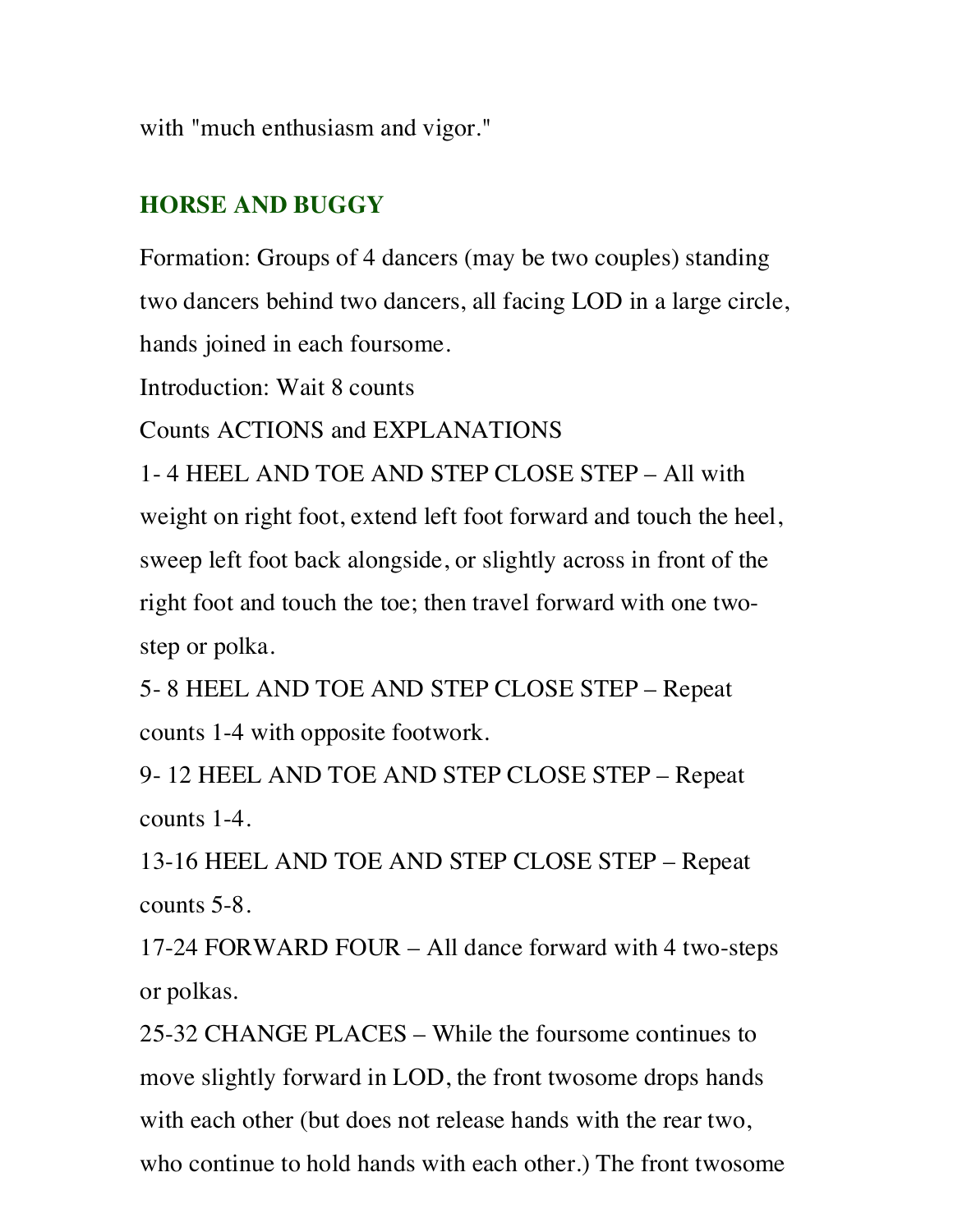with "much enthusiasm and vigor."

## HORSE AND BUGGY

Formation: Groups of 4 dancers (may be two couples) standing two dancers behind two dancers, all facing LOD in a large circle, hands joined in each foursome.

Introduction: Wait 8 counts

Counts ACTIONS and EXPLANATIONS

1- 4 HEEL AND TOE AND STEP CLOSE STEP – All with weight on right foot, extend left foot forward and touch the heel, sweep left foot back alongside, or slightly across in front of the right foot and touch the toe; then travel forward with one two-step or polka.

5- 8 HEEL AND TOE AND STEP CLOSE STEP – Repeat counts 1-4 with opposite footwork.

9- 12 HEEL AND TOE AND STEP CLOSE STEP – Repeat counts 1-4.

13-16 HEEL AND TOE AND STEP CLOSE STEP – Repeat counts 5-8.

17-24 FORWARD FOUR – All dance forward with 4 two-steps or polkas.

25-32 CHANGE PLACES – While the foursome continues to move slightly forward in LOD, the front twosome drops hands with each other (but does not release hands with the rear two, who continue to hold hands with each other.) The front twosome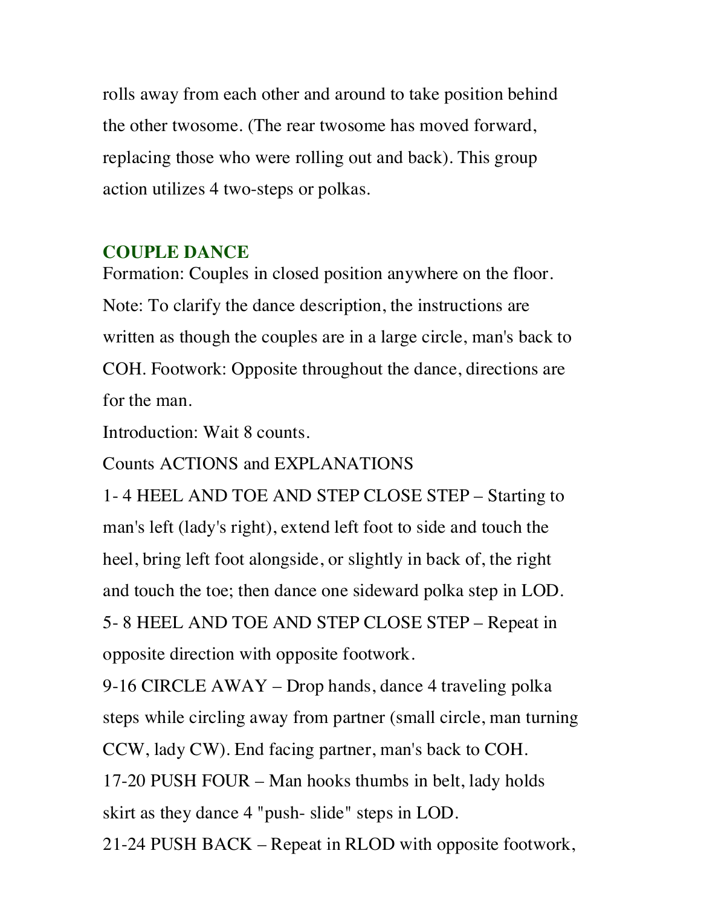rolls away from each other and around to take position behind the other twosome. (The rear twosome has moved forward, replacing those who were rolling out and back). This group action utilizes 4 two-steps or polkas.

## COUPLE DANCE

Formation: Couples in closed position anywhere on the floor.

Note: To clarify the dance description, the instructions are written as though the couples are in a large circle, man's back to COH. Footwork: Opposite throughout the dance, directions are for the man.

Introduction: Wait 8 counts.

Counts ACTIONS and EXPLANATIONS

1- 4 HEEL AND TOE AND STEP CLOSE STEP – Starting to man's left (lady's right), extend left foot to side and touch the heel, bring left foot alongside, or slightly in back of, the right and touch the toe; then dance one sideward polka step in LOD.

5- 8 HEEL AND TOE AND STEP CLOSE STEP – Repeat in opposite direction with opposite footwork.

9-16 CIRCLE AWAY – Drop hands, dance 4 traveling polka steps while circling away from partner (small circle, man turning CCW, lady CW). End facing partner, man's back to COH.

17-20 PUSH FOUR – Man hooks thumbs in belt, lady holds skirt as they dance 4 "push- slide" steps in LOD.

21-24 PUSH BACK – Repeat in RLOD with opposite footwork,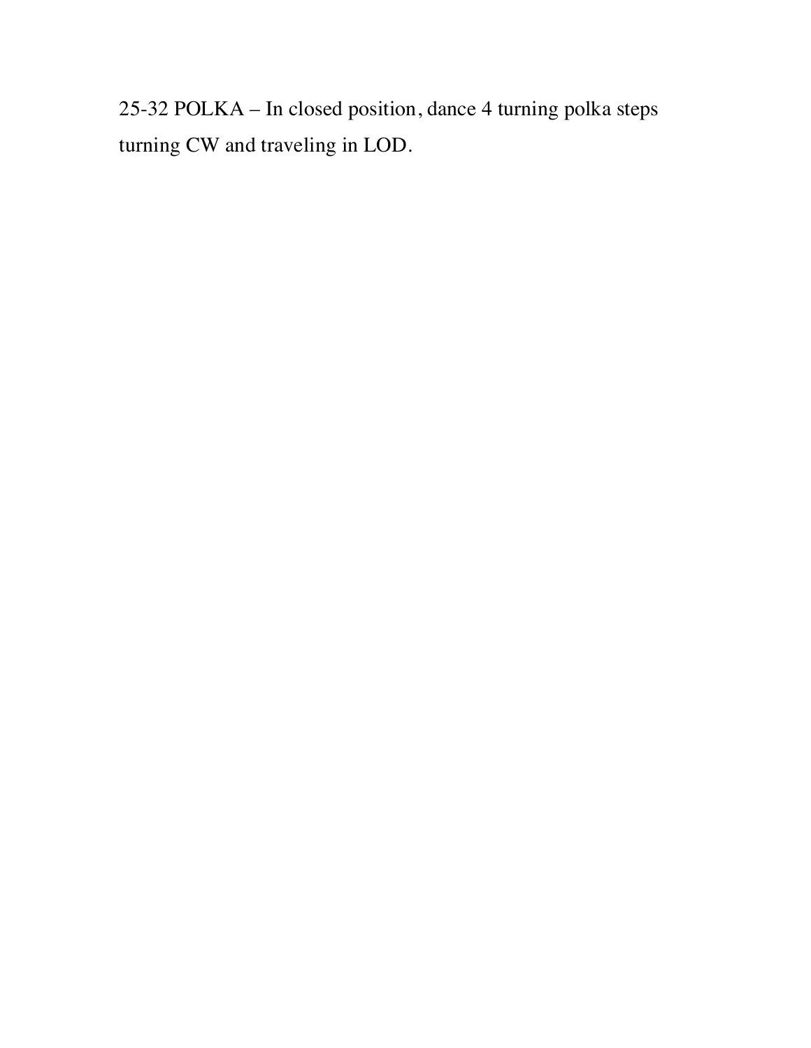25-32 POLKA – In closed position, dance 4 turning polka steps turning CW and traveling in LOD.